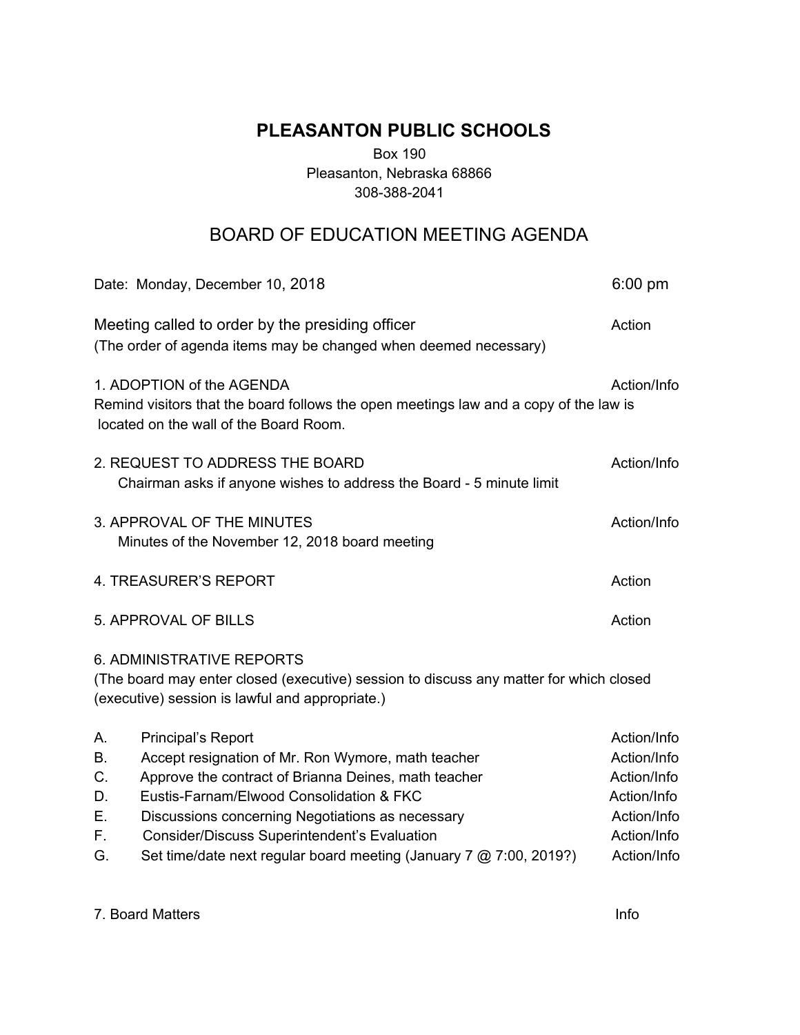# PLEASANTON PUBLIC SCHOOLS

Box 190
Pleasanton, Nebraska 68866
308-388-2041

## BOARD OF EDUCATION MEETING AGENDA

Date: Monday, December 10, 2018 — 6:00 pm

Meeting called to order by the presiding officer — Action
(The order of agenda items may be changed when deemed necessary)

1. ADOPTION of the AGENDA — Action/Info
Remind visitors that the board follows the open meetings law and a copy of the law is located on the wall of the Board Room.

2. REQUEST TO ADDRESS THE BOARD — Action/Info
Chairman asks if anyone wishes to address the Board - 5 minute limit

3. APPROVAL OF THE MINUTES — Action/Info
Minutes of the November 12, 2018 board meeting

4. TREASURER'S REPORT — Action

5. APPROVAL OF BILLS — Action

6. ADMINISTRATIVE REPORTS
(The board may enter closed (executive) session to discuss any matter for which closed (executive) session is lawful and appropriate.)

| | | |
|---|---|---|
| A. | Principal's Report | Action/Info |
| B. | Accept resignation of Mr. Ron Wymore, math teacher | Action/Info |
| C. | Approve the contract of Brianna Deines, math teacher | Action/Info |
| D. | Eustis-Farnam/Elwood Consolidation & FKC | Action/Info |
| E. | Discussions concerning Negotiations as necessary | Action/Info |
| F. | Consider/Discuss Superintendent's Evaluation | Action/Info |
| G. | Set time/date next regular board meeting (January 7 @ 7:00, 2019?) | Action/Info |

7. Board Matters — Info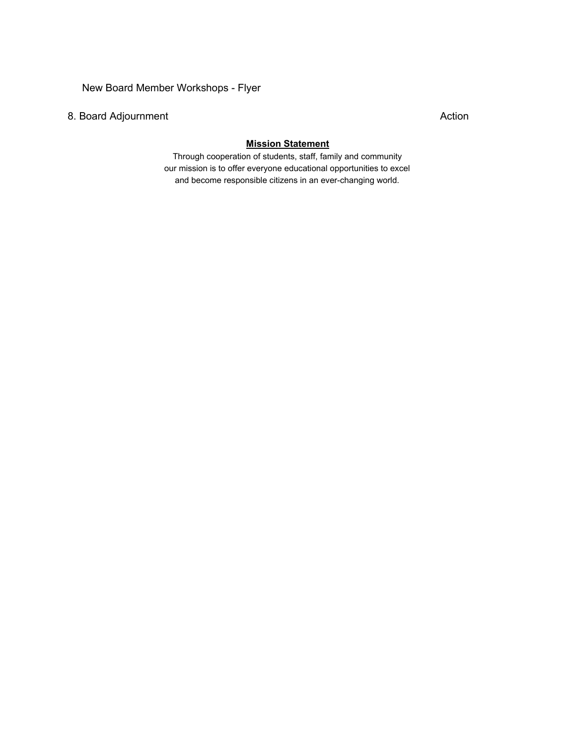New Board Member Workshops - Flyer

8. Board Adjournment | Action

**<u>Mission Statement</u>**

Through cooperation of students, staff, family and community
our mission is to offer everyone educational opportunities to excel
and become responsible citizens in an ever-changing world.